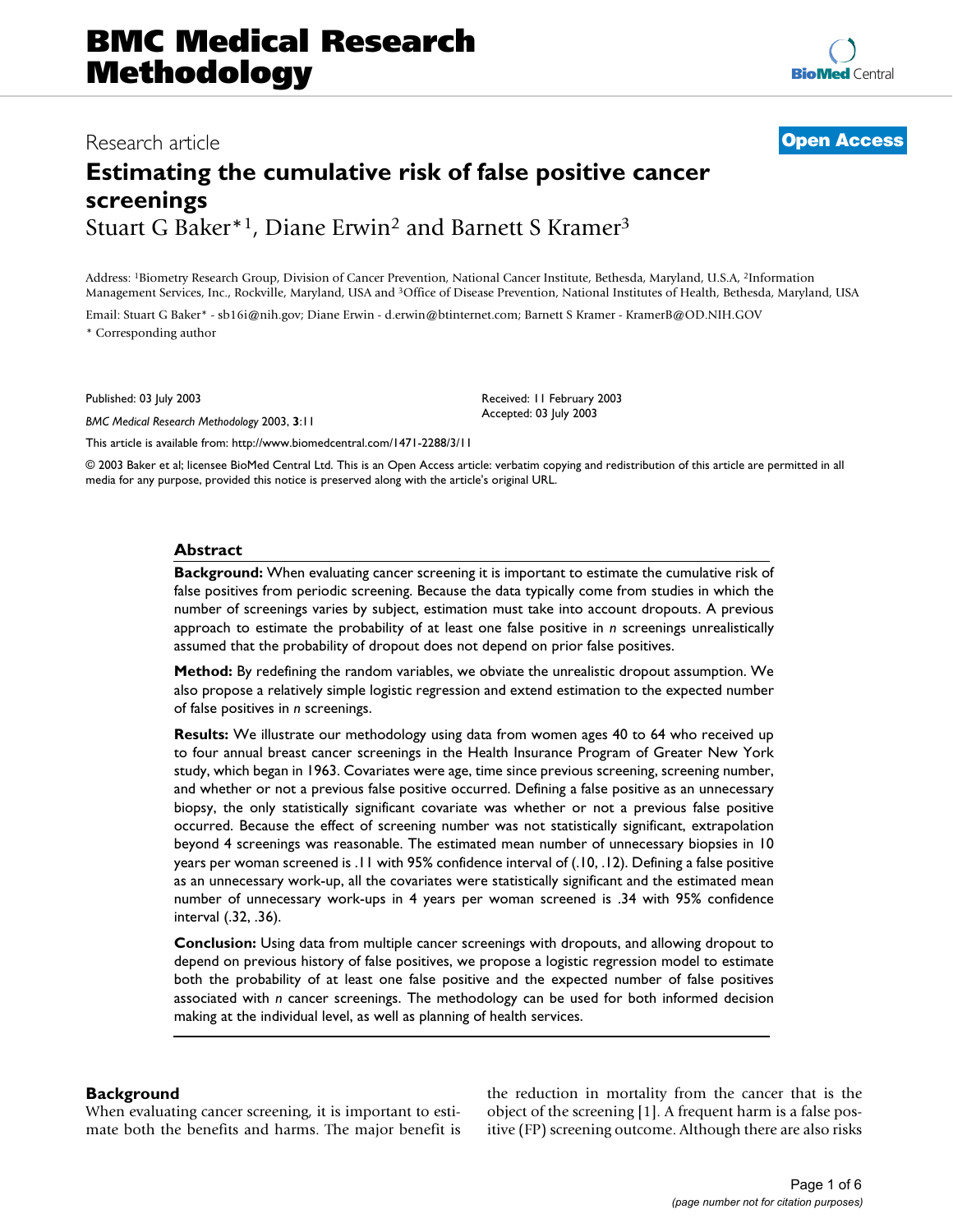# Estimating the cumulative risk of false positive cancer screenings

Stuart G Baker*[1], Diane Erwin[2] and Barnett S Kramer[3]

Address: [1]Biometry Research Group, Division of Cancer Prevention, National Cancer Institute, Bethesda, Maryland, U.S.A, [2]Information Management Services, Inc., Rockville, Maryland, USA and [3]Office of Disease Prevention, National Institutes of Health, Bethesda, Maryland, USA

Email: Stuart G Baker* - sb16i@nih.gov; Diane Erwin - d.erwin@btinternet.com; Barnett S Kramer - KramerB@OD.NIH.GOV

\* Corresponding author

Published: 03 July 2003

*BMC Medical Research Methodology* 2003, **3**:11

Received: 11 February 2003
Accepted: 03 July 2003

This article is available from: http://www.biomedcentral.com/1471-2288/3/11

© 2003 Baker et al; licensee BioMed Central Ltd. This is an Open Access article: verbatim copying and redistribution of this article are permitted in all media for any purpose, provided this notice is preserved along with the article's original URL.

## Abstract

**Background:** When evaluating cancer screening it is important to estimate the cumulative risk of false positives from periodic screening. Because the data typically come from studies in which the number of screenings varies by subject, estimation must take into account dropouts. A previous approach to estimate the probability of at least one false positive in *n* screenings unrealistically assumed that the probability of dropout does not depend on prior false positives.

**Method:** By redefining the random variables, we obviate the unrealistic dropout assumption. We also propose a relatively simple logistic regression and extend estimation to the expected number of false positives in *n* screenings.

**Results:** We illustrate our methodology using data from women ages 40 to 64 who received up to four annual breast cancer screenings in the Health Insurance Program of Greater New York study, which began in 1963. Covariates were age, time since previous screening, screening number, and whether or not a previous false positive occurred. Defining a false positive as an unnecessary biopsy, the only statistically significant covariate was whether or not a previous false positive occurred. Because the effect of screening number was not statistically significant, extrapolation beyond 4 screenings was reasonable. The estimated mean number of unnecessary biopsies in 10 years per woman screened is .11 with 95% confidence interval of (.10, .12). Defining a false positive as an unnecessary work-up, all the covariates were statistically significant and the estimated mean number of unnecessary work-ups in 4 years per woman screened is .34 with 95% confidence interval (.32, .36).

**Conclusion:** Using data from multiple cancer screenings with dropouts, and allowing dropout to depend on previous history of false positives, we propose a logistic regression model to estimate both the probability of at least one false positive and the expected number of false positives associated with *n* cancer screenings. The methodology can be used for both informed decision making at the individual level, as well as planning of health services.

## Background

When evaluating cancer screening, it is important to estimate both the benefits and harms. The major benefit is the reduction in mortality from the cancer that is the object of the screening [1]. A frequent harm is a false positive (FP) screening outcome. Although there are also risks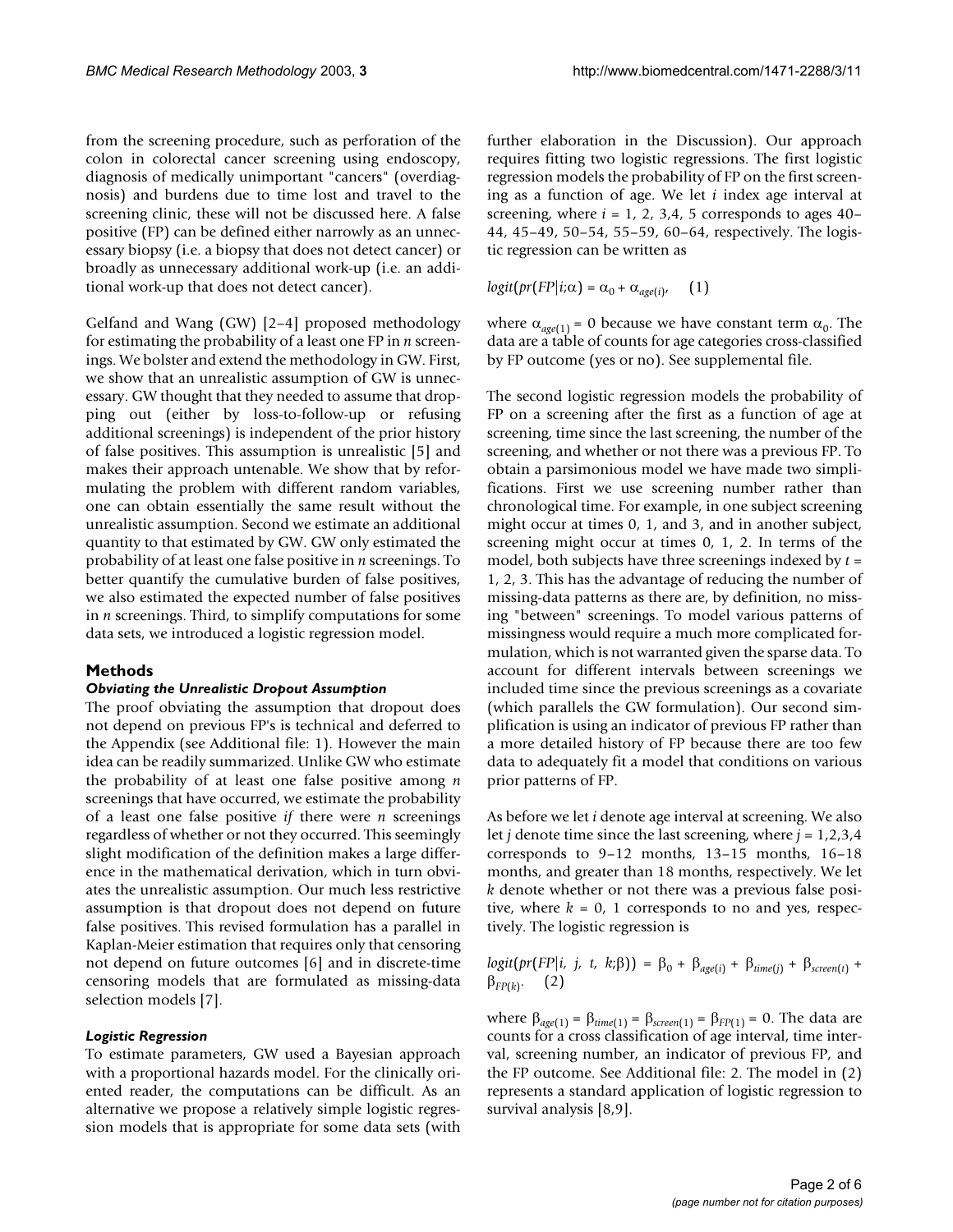from the screening procedure, such as perforation of the colon in colorectal cancer screening using endoscopy, diagnosis of medically unimportant "cancers" (overdiagnosis) and burdens due to time lost and travel to the screening clinic, these will not be discussed here. A false positive (FP) can be defined either narrowly as an unnecessary biopsy (i.e. a biopsy that does not detect cancer) or broadly as unnecessary additional work-up (i.e. an additional work-up that does not detect cancer).

Gelfand and Wang (GW) [2–4] proposed methodology for estimating the probability of a least one FP in *n* screenings. We bolster and extend the methodology in GW. First, we show that an unrealistic assumption of GW is unnecessary. GW thought that they needed to assume that dropping out (either by loss-to-follow-up or refusing additional screenings) is independent of the prior history of false positives. This assumption is unrealistic [5] and makes their approach untenable. We show that by reformulating the problem with different random variables, one can obtain essentially the same result without the unrealistic assumption. Second we estimate an additional quantity to that estimated by GW. GW only estimated the probability of at least one false positive in *n* screenings. To better quantify the cumulative burden of false positives, we also estimated the expected number of false positives in *n* screenings. Third, to simplify computations for some data sets, we introduced a logistic regression model.

## Methods

### *Obviating the Unrealistic Dropout Assumption*

The proof obviating the assumption that dropout does not depend on previous FP's is technical and deferred to the Appendix (see Additional file: 1). However the main idea can be readily summarized. Unlike GW who estimate the probability of at least one false positive among *n* screenings that have occurred, we estimate the probability of a least one false positive *if* there were *n* screenings regardless of whether or not they occurred. This seemingly slight modification of the definition makes a large difference in the mathematical derivation, which in turn obviates the unrealistic assumption. Our much less restrictive assumption is that dropout does not depend on future false positives. This revised formulation has a parallel in Kaplan-Meier estimation that requires only that censoring not depend on future outcomes [6] and in discrete-time censoring models that are formulated as missing-data selection models [7].

### *Logistic Regression*

To estimate parameters, GW used a Bayesian approach with a proportional hazards model. For the clinically oriented reader, the computations can be difficult. As an alternative we propose a relatively simple logistic regression models that is appropriate for some data sets (with further elaboration in the Discussion). Our approach requires fitting two logistic regressions. The first logistic regression models the probability of FP on the first screening as a function of age. We let $i$ index age interval at screening, where $i$ = 1, 2, 3,4, 5 corresponds to ages 40–44, 45–49, 50–54, 55–59, 60–64, respectively. The logistic regression can be written as

$$logit(pr(FP|i;\alpha) = \alpha_0 + \alpha_{age(i)}, \quad (1)$$

where $\alpha_{age(1)} = 0$ because we have constant term $\alpha_0$. The data are a table of counts for age categories cross-classified by FP outcome (yes or no). See supplemental file.

The second logistic regression models the probability of FP on a screening after the first as a function of age at screening, time since the last screening, the number of the screening, and whether or not there was a previous FP. To obtain a parsimonious model we have made two simplifications. First we use screening number rather than chronological time. For example, in one subject screening might occur at times 0, 1, and 3, and in another subject, screening might occur at times 0, 1, 2. In terms of the model, both subjects have three screenings indexed by $t$ = 1, 2, 3. This has the advantage of reducing the number of missing-data patterns as there are, by definition, no missing "between" screenings. To model various patterns of missingness would require a much more complicated formulation, which is not warranted given the sparse data. To account for different intervals between screenings we included time since the previous screenings as a covariate (which parallels the GW formulation). Our second simplification is using an indicator of previous FP rather than a more detailed history of FP because there are too few data to adequately fit a model that conditions on various prior patterns of FP.

As before we let $i$ denote age interval at screening. We also let $j$ denote time since the last screening, where $j$ = 1,2,3,4 corresponds to 9–12 months, 13–15 months, 16–18 months, and greater than 18 months, respectively. We let $k$ denote whether or not there was a previous false positive, where $k$ = 0, 1 corresponds to no and yes, respectively. The logistic regression is

$$logit(pr(FP|i,\ j,\ t,\ k;\beta)) = \beta_0 + \beta_{age(i)} + \beta_{time(j)} + \beta_{screen(t)} + \beta_{FP(k)}. \quad (2)$$

where $\beta_{age(1)} = \beta_{time(1)} = \beta_{screen(1)} = \beta_{FP(1)} = 0$. The data are counts for a cross classification of age interval, time interval, screening number, an indicator of previous FP, and the FP outcome. See Additional file: 2. The model in (2) represents a standard application of logistic regression to survival analysis [8,9].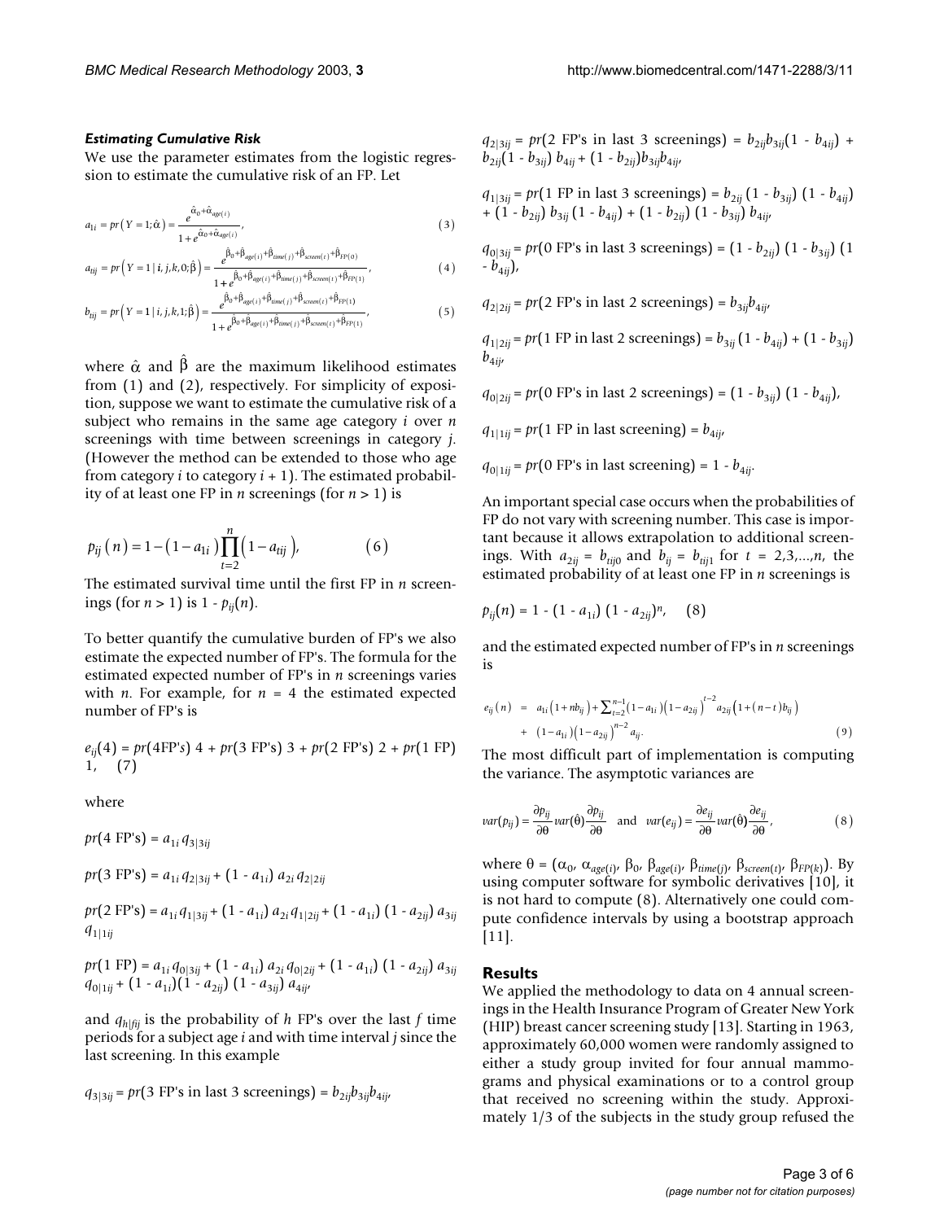### *Estimating Cumulative Risk*

We use the parameter estimates from the logistic regression to estimate the cumulative risk of an FP. Let

$$a_{1i} = pr\left(Y = 1; \hat{\alpha}\right) = \frac{e^{\hat{\alpha}_0 + \hat{\alpha}_{age(i)}}}{1 + e^{\hat{\alpha}_0 + \hat{\alpha}_{age(i)}}}, \quad (3)$$

$$a_{tij} = pr\left(Y = 1 \mid i, j, k, 0; \hat{\beta}\right) = \frac{e^{\hat{\beta}_0 + \hat{\beta}_{age(i)} + \hat{\beta}_{time(j)} + \hat{\beta}_{screen(t)} + \hat{\beta}_{FP(0)}}}{1 + e^{\hat{\beta}_0 + \hat{\beta}_{age(i)} + \hat{\beta}_{time(j)} + \hat{\beta}_{screen(t)} + \hat{\beta}_{FP(1)}}}, \quad (4)$$

$$b_{tij} = pr\left(Y = 1 \mid i, j, k, 1; \hat{\beta}\right) = \frac{e^{\hat{\beta}_0 + \hat{\beta}_{age(i)} + \hat{\beta}_{time(j)} + \hat{\beta}_{screen(t)} + \hat{\beta}_{FP(1)}}}{1 + e^{\hat{\beta}_0 + \hat{\beta}_{age(i)} + \hat{\beta}_{time(j)} + \hat{\beta}_{screen(t)} + \hat{\beta}_{FP(1)}}}, \quad (5)$$

where $\hat{\alpha}$ and $\hat{\beta}$ are the maximum likelihood estimates from (1) and (2), respectively. For simplicity of exposition, suppose we want to estimate the cumulative risk of a subject who remains in the same age category $i$ over $n$ screenings with time between screenings in category $j$. (However the method can be extended to those who age from category $i$ to category $i + 1$). The estimated probability of at least one FP in $n$ screenings (for $n > 1$) is

$$p_{ij}\left(n\right) = 1 - \left(1 - a_{1i}\right) \prod_{t=2}^{n} \left(1 - a_{tij}\right), \quad (6)$$

The estimated survival time until the first FP in $n$ screenings (for $n > 1$) is $1 - p_{ij}(n)$.

To better quantify the cumulative burden of FP's we also estimate the expected number of FP's. The formula for the estimated expected number of FP's in $n$ screenings varies with $n$. For example, for $n = 4$ the estimated expected number of FP's is

$$e_{ij}(4) = pr(4\text{FP's})\ 4 + pr(3\text{ FP's})\ 3 + pr(2\text{ FP's})\ 2 + pr(1\text{ FP})\ 1, \quad (7)$$

where

$pr(4\text{ FP's}) = a_{1i}\, q_{3|3ij}$

$pr(3\text{ FP's}) = a_{1i}\, q_{2|3ij} + (1 - a_{1i})\, a_{2i}\, q_{2|2ij}$

$pr(2\text{ FP's}) = a_{1i}\, q_{1|3ij} + (1 - a_{1i})\, a_{2i}\, q_{1|2ij} + (1 - a_{1i})\,(1 - a_{2ij})\, a_{3ij}\, q_{1|1ij}$

$pr(1\text{ FP}) = a_{1i}\, q_{0|3ij} + (1 - a_{1i})\, a_{2i}\, q_{0|2ij} + (1 - a_{1i})\,(1 - a_{2ij})\, a_{3ij}\, q_{0|1ij} + (1 - a_{1i})(1 - a_{2ij})\,(1 - a_{3ij})\, a_{4ij}$,

and $q_{h|fij}$ is the probability of $h$ FP's over the last $f$ time periods for a subject age $i$ and with time interval $j$ since the last screening. In this example

$q_{3|3ij} = pr(3\text{ FP's in last 3 screenings}) = b_{2ij} b_{3ij} b_{4ij}$,

$q_{2|3ij} = pr(2\text{ FP's in last 3 screenings}) = b_{2ij} b_{3ij}(1 - b_{4ij}) + b_{2ij}(1 - b_{3ij})\, b_{4ij} + (1 - b_{2ij}) b_{3ij} b_{4ij}$,

$q_{1|3ij} = pr(1\text{ FP in last 3 screenings}) = b_{2ij}\,(1 - b_{3ij})\,(1 - b_{4ij}) + (1 - b_{2ij})\, b_{3ij}\,(1 - b_{4ij}) + (1 - b_{2ij})\,(1 - b_{3ij})\, b_{4ij}$,

$q_{0|3ij} = pr(0\text{ FP's in last 3 screenings}) = (1 - b_{2ij})\,(1 - b_{3ij})\,(1 - b_{4ij})$,

$q_{2|2ij} = pr(2\text{ FP's in last 2 screenings}) = b_{3ij} b_{4ij}$,

$q_{1|2ij} = pr(1\text{ FP in last 2 screenings}) = b_{3ij}\,(1 - b_{4ij}) + (1 - b_{3ij})\, b_{4ij}$,

$q_{0|2ij} = pr(0\text{ FP's in last 2 screenings}) = (1 - b_{3ij})\,(1 - b_{4ij})$,

$q_{1|1ij} = pr(1\text{ FP in last screening}) = b_{4ij}$,

$q_{0|1ij} = pr(0\text{ FP's in last screening}) = 1 - b_{4ij}$.

An important special case occurs when the probabilities of FP do not vary with screening number. This case is important because it allows extrapolation to additional screenings. With $a_{2ij} = b_{tij0}$ and $b_{ij} = b_{tij1}$ for $t = 2,3,\ldots,n$, the estimated probability of at least one FP in $n$ screenings is

$$p_{ij}(n) = 1 - (1 - a_{1i})\,(1 - a_{2ij})^n, \quad (8)$$

and the estimated expected number of FP's in $n$ screenings is

$$\begin{aligned} e_{ij}\left(n\right) &= a_{1i}\left(1 + nb_{ij}\right) + \sum\nolimits_{t=2}^{n-1}\left(1 - a_{1i}\right)\left(1 - a_{2ij}\right)^{t-2} a_{2ij}\left(1 + \left(n - t\right)b_{ij}\right) \\ &+ \left(1 - a_{1i}\right)\left(1 - a_{2ij}\right)^{n-2} a_{ij}. \end{aligned} \quad (9)$$

The most difficult part of implementation is computing the variance. The asymptotic variances are

$$var(p_{ij}) = \frac{\partial p_{ij}}{\partial \theta} var(\hat{\theta}) \frac{\partial p_{ij}}{\partial \theta} \quad \text{and} \quad var(e_{ij}) = \frac{\partial e_{ij}}{\partial \theta} var(\hat{\theta}) \frac{\partial e_{ij}}{\partial \theta}, \quad (8)$$

where $\theta = (\alpha_0, \alpha_{age(i)}, \beta_0, \beta_{age(i)}, \beta_{time(j)}, \beta_{screen(t)}, \beta_{FP(k)})$. By using computer software for symbolic derivatives [10], it is not hard to compute (8). Alternatively one could compute confidence intervals by using a bootstrap approach [11].

## Results

We applied the methodology to data on 4 annual screenings in the Health Insurance Program of Greater New York (HIP) breast cancer screening study [13]. Starting in 1963, approximately 60,000 women were randomly assigned to either a study group invited for four annual mammograms and physical examinations or to a control group that received no screening within the study. Approximately 1/3 of the subjects in the study group refused the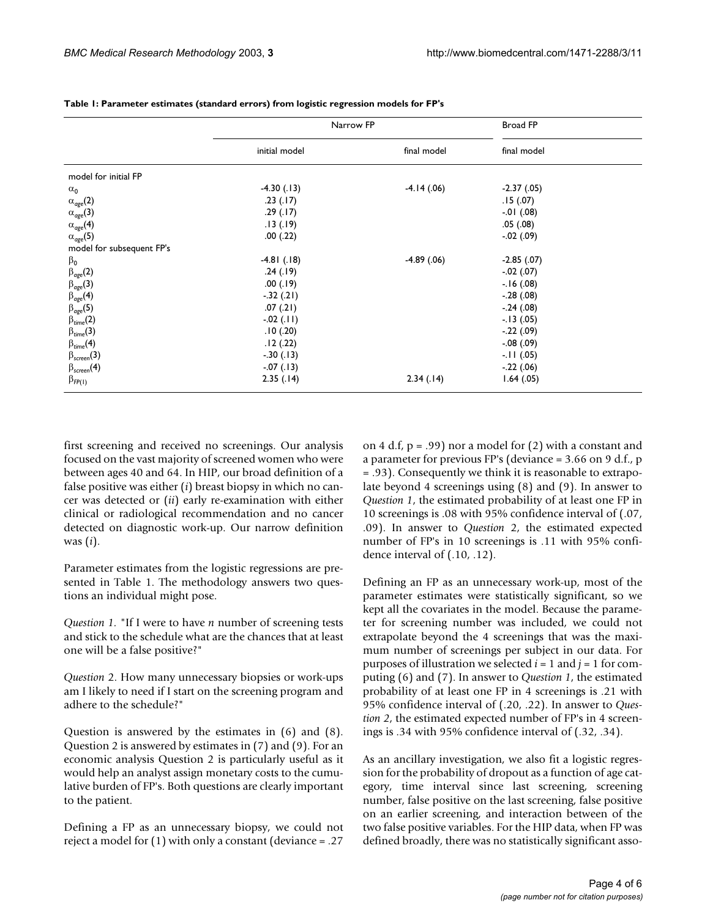**Table 1: Parameter estimates (standard errors) from logistic regression models for FP's**

| | Narrow FP | | Broad FP |
|---|---|---|---|
| | initial model | final model | final model |
| model for initial FP | | | |
| $\alpha_0$ | -4.30 (.13) | -4.14 (.06) | -2.37 (.05) |
| $\alpha_{age}(2)$ | .23 (.17) | | .15 (.07) |
| $\alpha_{age}(3)$ | .29 (.17) | | -.01 (.08) |
| $\alpha_{age}(4)$ | .13 (.19) | | .05 (.08) |
| $\alpha_{age}(5)$ | .00 (.22) | | -.02 (.09) |
| model for subsequent FP's | | | |
| $\beta_0$ | -4.81 (.18) | -4.89 (.06) | -2.85 (.07) |
| $\beta_{age}(2)$ | .24 (.19) | | -.02 (.07) |
| $\beta_{age}(3)$ | .00 (.19) | | -.16 (.08) |
| $\beta_{age}(4)$ | -.32 (.21) | | -.28 (.08) |
| $\beta_{age}(5)$ | .07 (.21) | | -.24 (.08) |
| $\beta_{time}(2)$ | -.02 (.11) | | -.13 (.05) |
| $\beta_{time}(3)$ | .10 (.20) | | -.22 (.09) |
| $\beta_{time}(4)$ | .12 (.22) | | -.08 (.09) |
| $\beta_{screen}(3)$ | -.30 (.13) | | -.11 (.05) |
| $\beta_{screen}(4)$ | -.07 (.13) | | -.22 (.06) |
| $\beta_{FP(1)}$ | 2.35 (.14) | 2.34 (.14) | 1.64 (.05) |

first screening and received no screenings. Our analysis focused on the vast majority of screened women who were between ages 40 and 64. In HIP, our broad definition of a false positive was either (*i*) breast biopsy in which no cancer was detected or (*ii*) early re-examination with either clinical or radiological recommendation and no cancer detected on diagnostic work-up. Our narrow definition was (*i*).

Parameter estimates from the logistic regressions are presented in Table 1. The methodology answers two questions an individual might pose.

*Question 1.* "If I were to have *n* number of screening tests and stick to the schedule what are the chances that at least one will be a false positive?"

*Question* 2. How many unnecessary biopsies or work-ups am I likely to need if I start on the screening program and adhere to the schedule?"

Question is answered by the estimates in (6) and (8). Question 2 is answered by estimates in (7) and (9). For an economic analysis Question 2 is particularly useful as it would help an analyst assign monetary costs to the cumulative burden of FP's. Both questions are clearly important to the patient.

Defining a FP as an unnecessary biopsy, we could not reject a model for (1) with only a constant (deviance = .27 on 4 d.f, p = .99) nor a model for (2) with a constant and a parameter for previous FP's (deviance = 3.66 on 9 d.f., p = .93). Consequently we think it is reasonable to extrapolate beyond 4 screenings using (8) and (9). In answer to *Question 1*, the estimated probability of at least one FP in 10 screenings is .08 with 95% confidence interval of (.07, .09). In answer to *Question 2*, the estimated expected number of FP's in 10 screenings is .11 with 95% confidence interval of (.10, .12).

Defining an FP as an unnecessary work-up, most of the parameter estimates were statistically significant, so we kept all the covariates in the model. Because the parameter for screening number was included, we could not extrapolate beyond the 4 screenings that was the maximum number of screenings per subject in our data. For purposes of illustration we selected $i = 1$ and $j = 1$ for computing (6) and (7). In answer to *Question 1*, the estimated probability of at least one FP in 4 screenings is .21 with 95% confidence interval of (.20, .22). In answer to *Question 2*, the estimated expected number of FP's in 4 screenings is .34 with 95% confidence interval of (.32, .34).

As an ancillary investigation, we also fit a logistic regression for the probability of dropout as a function of age category, time interval since last screening, screening number, false positive on the last screening, false positive on an earlier screening, and interaction between of the two false positive variables. For the HIP data, when FP was defined broadly, there was no statistically significant asso-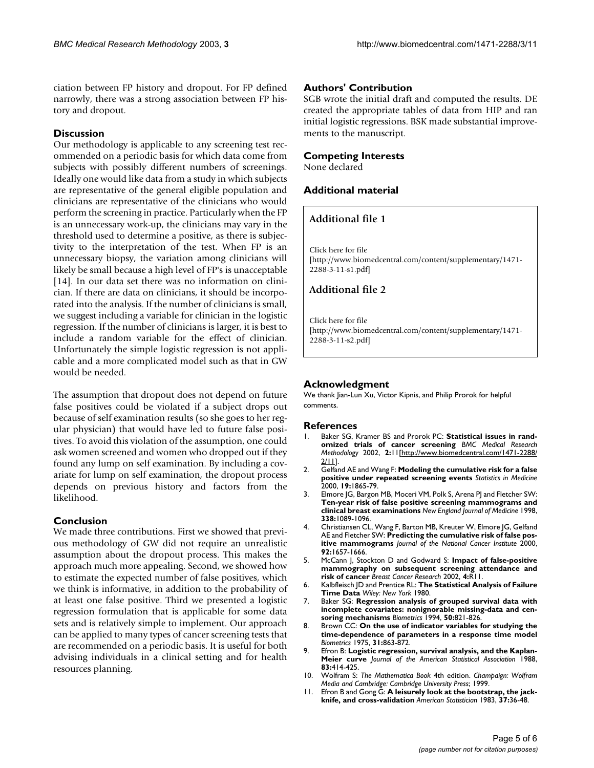ciation between FP history and dropout. For FP defined narrowly, there was a strong association between FP history and dropout.

## Discussion

Our methodology is applicable to any screening test recommended on a periodic basis for which data come from subjects with possibly different numbers of screenings. Ideally one would like data from a study in which subjects are representative of the general eligible population and clinicians are representative of the clinicians who would perform the screening in practice. Particularly when the FP is an unnecessary work-up, the clinicians may vary in the threshold used to determine a positive, as there is subjectivity to the interpretation of the test. When FP is an unnecessary biopsy, the variation among clinicians will likely be small because a high level of FP's is unacceptable [14]. In our data set there was no information on clinician. If there are data on clinicians, it should be incorporated into the analysis. If the number of clinicians is small, we suggest including a variable for clinician in the logistic regression. If the number of clinicians is larger, it is best to include a random variable for the effect of clinician. Unfortunately the simple logistic regression is not applicable and a more complicated model such as that in GW would be needed.

The assumption that dropout does not depend on future false positives could be violated if a subject drops out because of self examination results (so she goes to her regular physician) that would have led to future false positives. To avoid this violation of the assumption, one could ask women screened and women who dropped out if they found any lump on self examination. By including a covariate for lump on self examination, the dropout process depends on previous history and factors from the likelihood.

## Conclusion

We made three contributions. First we showed that previous methodology of GW did not require an unrealistic assumption about the dropout process. This makes the approach much more appealing. Second, we showed how to estimate the expected number of false positives, which we think is informative, in addition to the probability of at least one false positive. Third we presented a logistic regression formulation that is applicable for some data sets and is relatively simple to implement. Our approach can be applied to many types of cancer screening tests that are recommended on a periodic basis. It is useful for both advising individuals in a clinical setting and for health resources planning.

## Authors' Contribution

SGB wrote the initial draft and computed the results. DE created the appropriate tables of data from HIP and ran initial logistic regressions. BSK made substantial improvements to the manuscript.

## Competing Interests

None declared

## Additional material

### Additional file 1

Click here for file
[http://www.biomedcentral.com/content/supplementary/1471-2288-3-11-s1.pdf]

### Additional file 2

Click here for file
[http://www.biomedcentral.com/content/supplementary/1471-2288-3-11-s2.pdf]

## Acknowledgment

We thank Jian-Lun Xu, Victor Kipnis, and Philip Prorok for helpful comments.

## References

1. Baker SG, Kramer BS and Prorok PC: **Statistical issues in randomized trials of cancer screening** *BMC Medical Research Methodology* 2002, **2:**11[http://www.biomedcentral.com/1471-2288/2/11].
2. Gelfand AE and Wang F: **Modeling the cumulative risk for a false positive under repeated screening events** *Statistics in Medicine* 2000, **19:**1865-79.
3. Elmore JG, Bargon MB, Moceri VM, Polk S, Arena PJ and Fletcher SW: **Ten-year risk of false positive screening mammograms and clinical breast examinations** *New England Journal of Medicine* 1998, **338:**1089-1096.
4. Christiansen CL, Wang F, Barton MB, Kreuter W, Elmore JG, Gelfand AE and Fletcher SW: **Predicting the cumulative risk of false positive mammograms** *Journal of the National Cancer Institute* 2000, **92:**1657-1666.
5. McCann J, Stockton D and Godward S: **Impact of false-positive mammography on subsequent screening attendance and risk of cancer** *Breast Cancer Research* 2002, **4:**R11.
6. Kalbfleisch JD and Prentice RL: **The Statistical Analysis of Failure Time Data** *Wiley: New York* 1980.
7. Baker SG: **Regression analysis of grouped survival data with incomplete covariates: nonignorable missing-data and censoring mechanisms** *Biometrics* 1994, **50:**821-826.
8. Brown CC: **On the use of indicator variables for studying the time-dependence of parameters in a response time model** *Biometrics* 1975, **31:**863-872.
9. Efron B: **Logistic regression, survival analysis, and the Kaplan-Meier curve** *Journal of the American Statistical Association* 1988, **83:**414-425.
10. Wolfram S: *The Mathematica Book* 4th edition. *Champaign: Wolfram Media and Cambridge: Cambridge University Press*; 1999.
11. Efron B and Gong G: **A leisurely look at the bootstrap, the jackknife, and cross-validation** *American Statistician* 1983, **37:**36-48.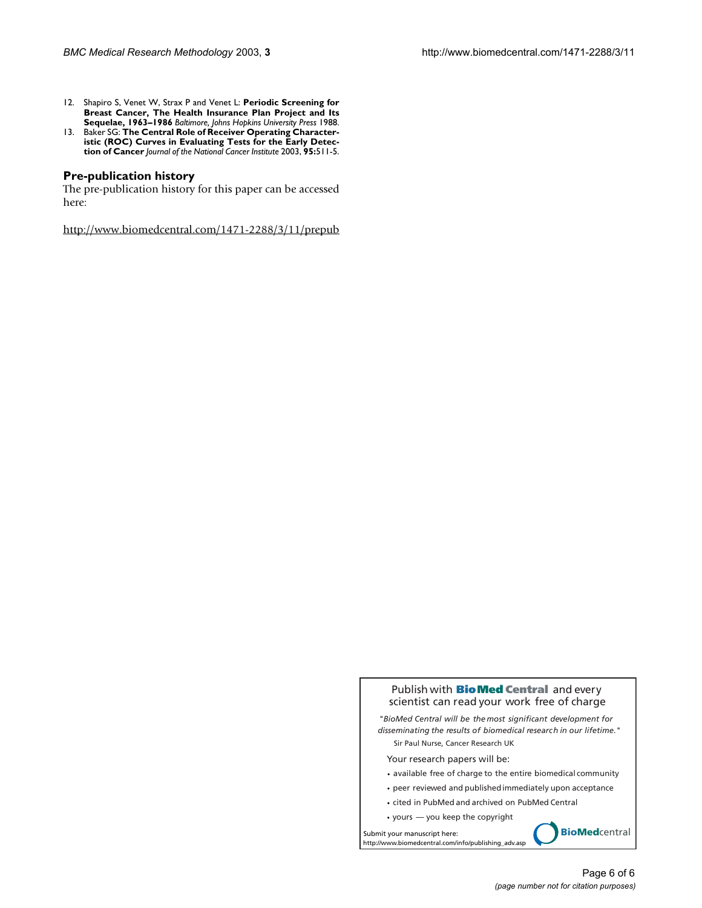12. Shapiro S, Venet W, Strax P and Venet L: **Periodic Screening for Breast Cancer, The Health Insurance Plan Project and Its Sequelae, 1963–1986** *Baltimore, Johns Hopkins University Press* 1988.
13. Baker SG: **The Central Role of Receiver Operating Characteristic (ROC) Curves in Evaluating Tests for the Early Detection of Cancer** *Journal of the National Cancer Institute* 2003, **95:**511-5.

## Pre-publication history

The pre-publication history for this paper can be accessed here:

http://www.biomedcentral.com/1471-2288/3/11/prepub

Publish with **BioMed Central** and every scientist can read your work free of charge

*"BioMed Central will be the most significant development for disseminating the results of biomedical research in our lifetime."*

Sir Paul Nurse, Cancer Research UK

Your research papers will be:

- available free of charge to the entire biomedical community
- peer reviewed and published immediately upon acceptance
- cited in PubMed and archived on PubMed Central
- yours — you keep the copyright

Submit your manuscript here:
http://www.biomedcentral.com/info/publishing_adv.asp

**BioMed**central